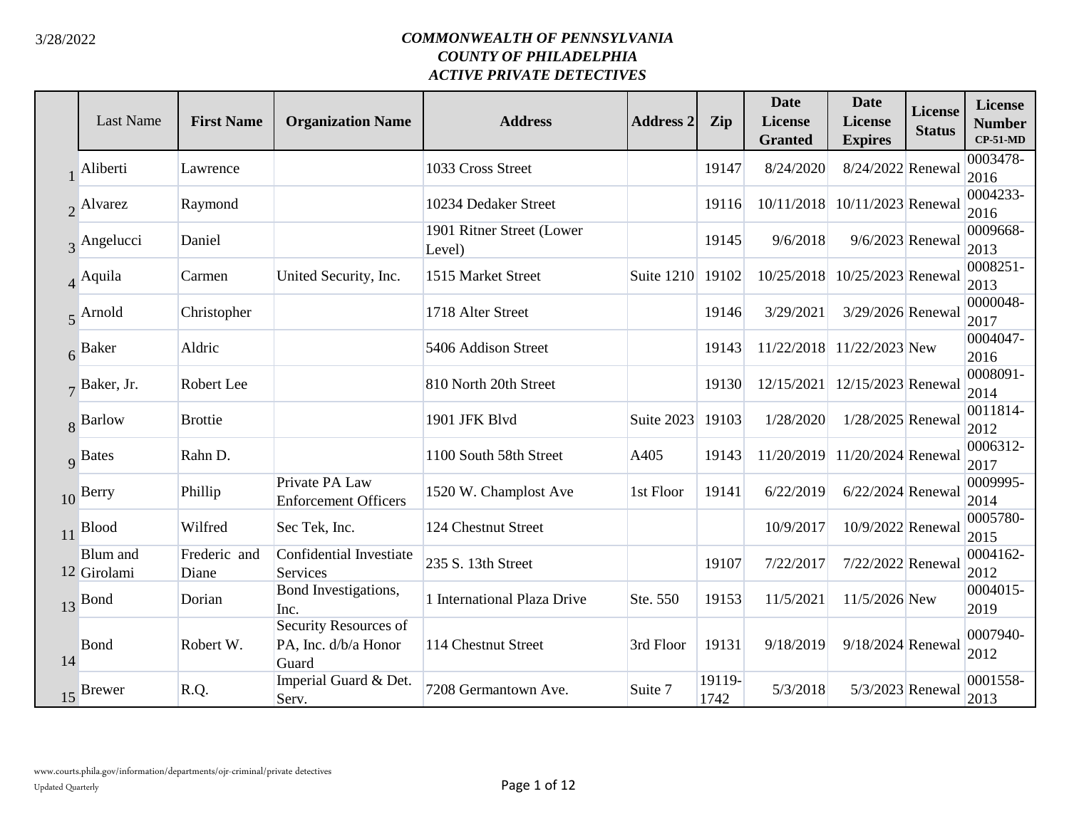*COMMONWEALTH OF PENNSYLVANIA*
*COUNTY OF PHILADELPHIA*
*ACTIVE PRIVATE DETECTIVES*

3/28/2022

| | Last Name | First Name | Organization Name | Address | Address 2 | Zip | Date License Granted | Date License Expires | License Status | License Number CP-51-MD |
|---|---|---|---|---|---|---|---|---|---|---|
| 1 | Aliberti | Lawrence | | 1033 Cross Street | | 19147 | 8/24/2020 | 8/24/2022 | Renewal | 0003478-2016 |
| 2 | Alvarez | Raymond | | 10234 Dedaker Street | | 19116 | 10/11/2018 | 10/11/2023 | Renewal | 0004233-2016 |
| 3 | Angelucci | Daniel | | 1901 Ritner Street (Lower Level) | | 19145 | 9/6/2018 | 9/6/2023 | Renewal | 0009668-2013 |
| 4 | Aquila | Carmen | United Security, Inc. | 1515 Market Street | Suite 1210 | 19102 | 10/25/2018 | 10/25/2023 | Renewal | 0008251-2013 |
| 5 | Arnold | Christopher | | 1718 Alter Street | | 19146 | 3/29/2021 | 3/29/2026 | Renewal | 0000048-2017 |
| 6 | Baker | Aldric | | 5406 Addison Street | | 19143 | 11/22/2018 | 11/22/2023 | New | 0004047-2016 |
| 7 | Baker, Jr. | Robert Lee | | 810 North 20th Street | | 19130 | 12/15/2021 | 12/15/2023 | Renewal | 0008091-2014 |
| 8 | Barlow | Brottie | | 1901 JFK Blvd | Suite 2023 | 19103 | 1/28/2020 | 1/28/2025 | Renewal | 0011814-2012 |
| 9 | Bates | Rahn D. | | 1100 South 58th Street | A405 | 19143 | 11/20/2019 | 11/20/2024 | Renewal | 0006312-2017 |
| 10 | Berry | Phillip | Private PA Law Enforcement Officers | 1520 W. Champlost Ave | 1st Floor | 19141 | 6/22/2019 | 6/22/2024 | Renewal | 0009995-2014 |
| 11 | Blood | Wilfred | Sec Tek, Inc. | 124 Chestnut Street | | | 10/9/2017 | 10/9/2022 | Renewal | 0005780-2015 |
| 12 | Blum and Girolami | Frederic and Diane | Confidential Investiate Services | 235 S. 13th Street | | 19107 | 7/22/2017 | 7/22/2022 | Renewal | 0004162-2012 |
| 13 | Bond | Dorian | Bond Investigations, Inc. | 1 International Plaza Drive | Ste. 550 | 19153 | 11/5/2021 | 11/5/2026 | New | 0004015-2019 |
| 14 | Bond | Robert W. | Security Resources of PA, Inc. d/b/a Honor Guard | 114 Chestnut Street | 3rd Floor | 19131 | 9/18/2019 | 9/18/2024 | Renewal | 0007940-2012 |
| 15 | Brewer | R.Q. | Imperial Guard & Det. Serv. | 7208 Germantown Ave. | Suite 7 | 19119-1742 | 5/3/2018 | 5/3/2023 | Renewal | 0001558-2013 |

www.courts.phila.gov/information/departments/ojr-criminal/private detectives

Updated Quarterly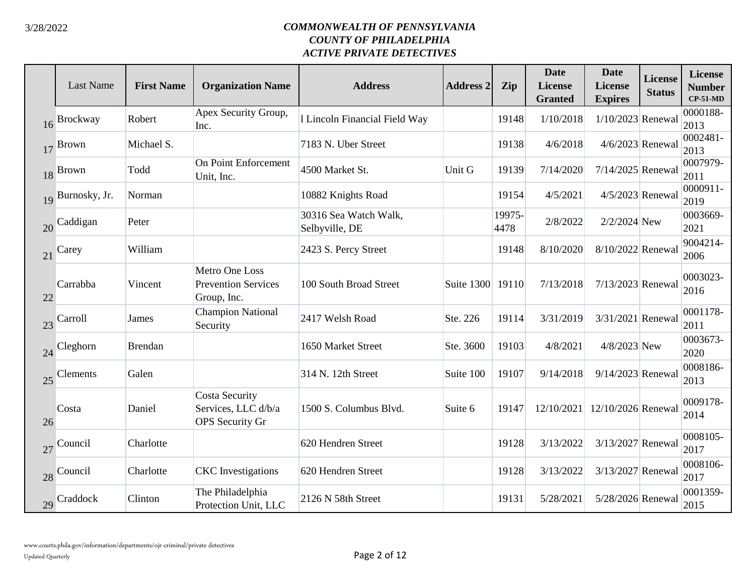*COMMONWEALTH OF PENNSYLVANIA*
*COUNTY OF PHILADELPHIA*
*ACTIVE PRIVATE DETECTIVES*

| | Last Name | First Name | Organization Name | Address | Address 2 | Zip | Date License Granted | Date License Expires | License Status | License Number CP-51-MD |
|---|---|---|---|---|---|---|---|---|---|---|
| 16 | Brockway | Robert | Apex Security Group, Inc. | l Lincoln Financial Field Way | | 19148 | 1/10/2018 | 1/10/2023 | Renewal | 0000188-2013 |
| 17 | Brown | Michael S. | | 7183 N. Uber Street | | 19138 | 4/6/2018 | 4/6/2023 | Renewal | 0002481-2013 |
| 18 | Brown | Todd | On Point Enforcement Unit, Inc. | 4500 Market St. | Unit G | 19139 | 7/14/2020 | 7/14/2025 | Renewal | 0007979-2011 |
| 19 | Burnosky, Jr. | Norman | | 10882 Knights Road | | 19154 | 4/5/2021 | 4/5/2023 | Renewal | 0000911-2019 |
| 20 | Caddigan | Peter | | 30316 Sea Watch Walk, Selbyville, DE | | 19975-4478 | 2/8/2022 | 2/2/2024 | New | 0003669-2021 |
| 21 | Carey | William | | 2423 S. Percy Street | | 19148 | 8/10/2020 | 8/10/2022 | Renewal | 9004214-2006 |
| 22 | Carrabba | Vincent | Metro One Loss Prevention Services Group, Inc. | 100 South Broad Street | Suite 1300 | 19110 | 7/13/2018 | 7/13/2023 | Renewal | 0003023-2016 |
| 23 | Carroll | James | Champion National Security | 2417 Welsh Road | Ste. 226 | 19114 | 3/31/2019 | 3/31/2021 | Renewal | 0001178-2011 |
| 24 | Cleghorn | Brendan | | 1650 Market Street | Ste. 3600 | 19103 | 4/8/2021 | 4/8/2023 | New | 0003673-2020 |
| 25 | Clements | Galen | | 314 N. 12th Street | Suite 100 | 19107 | 9/14/2018 | 9/14/2023 | Renewal | 0008186-2013 |
| 26 | Costa | Daniel | Costa Security Services, LLC d/b/a OPS Security Gr | 1500 S. Columbus Blvd. | Suite 6 | 19147 | 12/10/2021 | 12/10/2026 | Renewal | 0009178-2014 |
| 27 | Council | Charlotte | | 620 Hendren Street | | 19128 | 3/13/2022 | 3/13/2027 | Renewal | 0008105-2017 |
| 28 | Council | Charlotte | CKC Investigations | 620 Hendren Street | | 19128 | 3/13/2022 | 3/13/2027 | Renewal | 0008106-2017 |
| 29 | Craddock | Clinton | The Philadelphia Protection Unit, LLC | 2126 N 58th Street | | 19131 | 5/28/2021 | 5/28/2026 | Renewal | 0001359-2015 |

www.courts.phila.gov/information/departments/ojr-criminal/private detectives
Updated Quarterly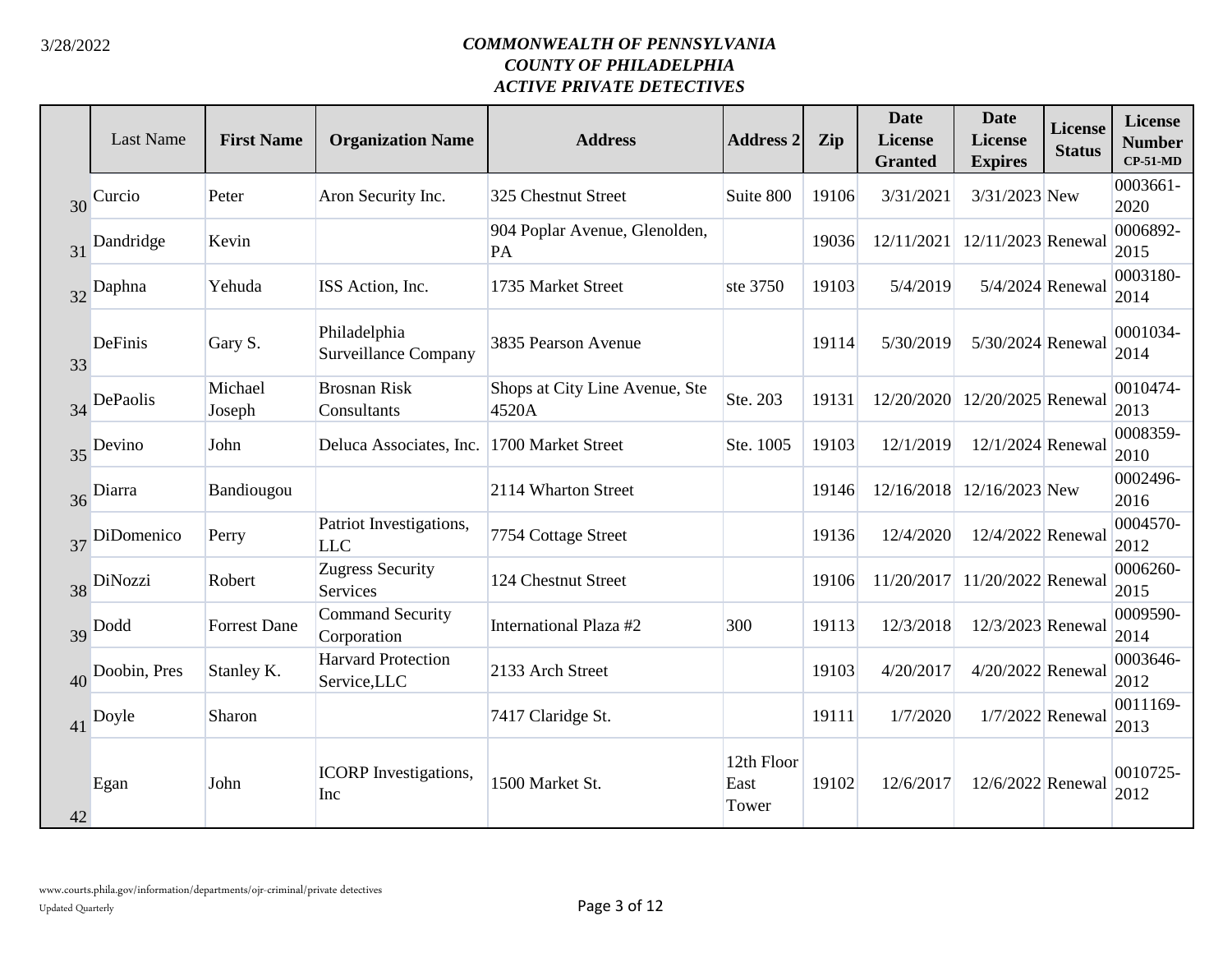*COMMONWEALTH OF PENNSYLVANIA*
*COUNTY OF PHILADELPHIA*
*ACTIVE PRIVATE DETECTIVES*

| | Last Name | First Name | Organization Name | Address | Address 2 | Zip | Date License Granted | Date License Expires | License Status | License Number CP-51-MD |
|---|---|---|---|---|---|---|---|---|---|---|
| 30 | Curcio | Peter | Aron Security Inc. | 325 Chestnut Street | Suite 800 | 19106 | 3/31/2021 | 3/31/2023 | New | 0003661-2020 |
| 31 | Dandridge | Kevin | | 904 Poplar Avenue, Glenolden, PA | | 19036 | 12/11/2021 | 12/11/2023 | Renewal | 0006892-2015 |
| 32 | Daphna | Yehuda | ISS Action, Inc. | 1735 Market Street | ste 3750 | 19103 | 5/4/2019 | 5/4/2024 | Renewal | 0003180-2014 |
| 33 | DeFinis | Gary S. | Philadelphia Surveillance Company | 3835 Pearson Avenue | | 19114 | 5/30/2019 | 5/30/2024 | Renewal | 0001034-2014 |
| 34 | DePaolis | Michael Joseph | Brosnan Risk Consultants | Shops at City Line Avenue, Ste 4520A | Ste. 203 | 19131 | 12/20/2020 | 12/20/2025 | Renewal | 0010474-2013 |
| 35 | Devino | John | Deluca Associates, Inc. | 1700 Market Street | Ste. 1005 | 19103 | 12/1/2019 | 12/1/2024 | Renewal | 0008359-2010 |
| 36 | Diarra | Bandiougou | | 2114 Wharton Street | | 19146 | 12/16/2018 | 12/16/2023 | New | 0002496-2016 |
| 37 | DiDomenico | Perry | Patriot Investigations, LLC | 7754 Cottage Street | | 19136 | 12/4/2020 | 12/4/2022 | Renewal | 0004570-2012 |
| 38 | DiNozzi | Robert | Zugress Security Services | 124 Chestnut Street | | 19106 | 11/20/2017 | 11/20/2022 | Renewal | 0006260-2015 |
| 39 | Dodd | Forrest Dane | Command Security Corporation | International Plaza #2 | 300 | 19113 | 12/3/2018 | 12/3/2023 | Renewal | 0009590-2014 |
| 40 | Doobin, Pres | Stanley K. | Harvard Protection Service,LLC | 2133 Arch Street | | 19103 | 4/20/2017 | 4/20/2022 | Renewal | 0003646-2012 |
| 41 | Doyle | Sharon | | 7417 Claridge St. | | 19111 | 1/7/2020 | 1/7/2022 | Renewal | 0011169-2013 |
| 42 | Egan | John | ICORP Investigations, Inc | 1500 Market St. | 12th Floor East Tower | 19102 | 12/6/2017 | 12/6/2022 | Renewal | 0010725-2012 |

www.courts.phila.gov/information/departments/ojr-criminal/private detectives
Updated Quarterly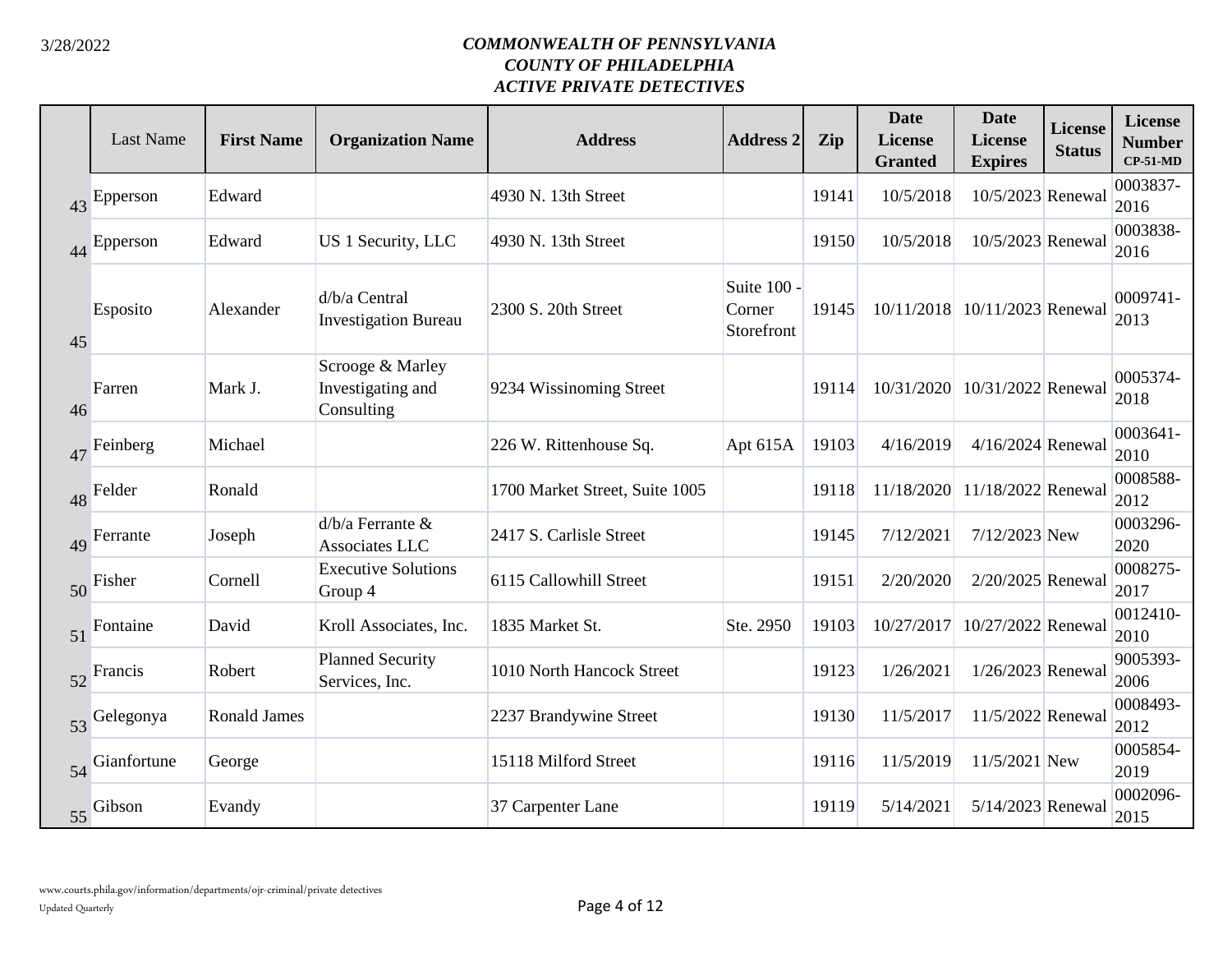# COMMONWEALTH OF PENNSYLVANIA
## COUNTY OF PHILADELPHIA
## ACTIVE PRIVATE DETECTIVES

3/28/2022

| | Last Name | First Name | Organization Name | Address | Address 2 | Zip | Date License Granted | Date License Expires | License Status | License Number CP-51-MD |
|---|---|---|---|---|---|---|---|---|---|---|
| 43 | Epperson | Edward | | 4930 N. 13th Street | | 19141 | 10/5/2018 | 10/5/2023 | Renewal | 0003837-2016 |
| 44 | Epperson | Edward | US 1 Security, LLC | 4930 N. 13th Street | | 19150 | 10/5/2018 | 10/5/2023 | Renewal | 0003838-2016 |
| 45 | Esposito | Alexander | d/b/a Central Investigation Bureau | 2300 S. 20th Street | Suite 100 - Corner Storefront | 19145 | 10/11/2018 | 10/11/2023 | Renewal | 0009741-2013 |
| 46 | Farren | Mark J. | Scrooge & Marley Investigating and Consulting | 9234 Wissinoming Street | | 19114 | 10/31/2020 | 10/31/2022 | Renewal | 0005374-2018 |
| 47 | Feinberg | Michael | | 226 W. Rittenhouse Sq. | Apt 615A | 19103 | 4/16/2019 | 4/16/2024 | Renewal | 0003641-2010 |
| 48 | Felder | Ronald | | 1700 Market Street, Suite 1005 | | 19118 | 11/18/2020 | 11/18/2022 | Renewal | 0008588-2012 |
| 49 | Ferrante | Joseph | d/b/a Ferrante & Associates LLC | 2417 S. Carlisle Street | | 19145 | 7/12/2021 | 7/12/2023 | New | 0003296-2020 |
| 50 | Fisher | Cornell | Executive Solutions Group 4 | 6115 Callowhill Street | | 19151 | 2/20/2020 | 2/20/2025 | Renewal | 0008275-2017 |
| 51 | Fontaine | David | Kroll Associates, Inc. | 1835 Market St. | Ste. 2950 | 19103 | 10/27/2017 | 10/27/2022 | Renewal | 0012410-2010 |
| 52 | Francis | Robert | Planned Security Services, Inc. | 1010 North Hancock Street | | 19123 | 1/26/2021 | 1/26/2023 | Renewal | 9005393-2006 |
| 53 | Gelegonya | Ronald James | | 2237 Brandywine Street | | 19130 | 11/5/2017 | 11/5/2022 | Renewal | 0008493-2012 |
| 54 | Gianfortune | George | | 15118 Milford Street | | 19116 | 11/5/2019 | 11/5/2021 | New | 0005854-2019 |
| 55 | Gibson | Evandy | | 37 Carpenter Lane | | 19119 | 5/14/2021 | 5/14/2023 | Renewal | 0002096-2015 |

www.courts.phila.gov/information/departments/ojr-criminal/private detectives

Updated Quarterly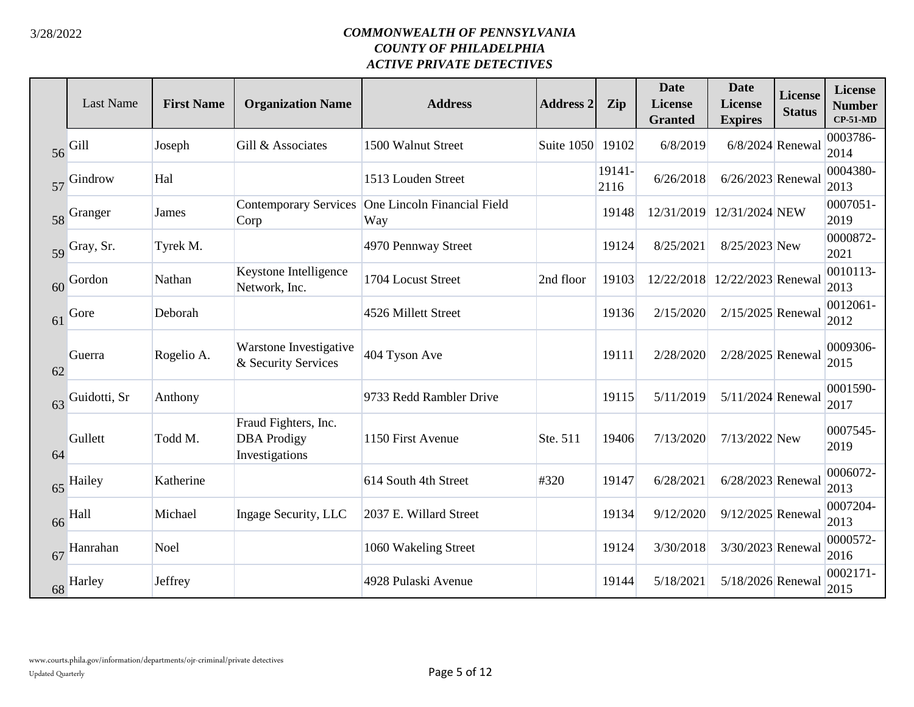*COMMONWEALTH OF PENNSYLVANIA*
*COUNTY OF PHILADELPHIA*
*ACTIVE PRIVATE DETECTIVES*

| | Last Name | First Name | Organization Name | Address | Address 2 | Zip | Date License Granted | Date License Expires | License Status | License Number CP-51-MD |
|---|---|---|---|---|---|---|---|---|---|---|
| 56 | Gill | Joseph | Gill & Associates | 1500 Walnut Street | Suite 1050 | 19102 | 6/8/2019 | 6/8/2024 | Renewal | 0003786-2014 |
| 57 | Gindrow | Hal | | 1513 Louden Street | | 19141-2116 | 6/26/2018 | 6/26/2023 | Renewal | 0004380-2013 |
| 58 | Granger | James | Contemporary Services Corp | One Lincoln Financial Field Way | | 19148 | 12/31/2019 | 12/31/2024 | NEW | 0007051-2019 |
| 59 | Gray, Sr. | Tyrek M. | | 4970 Pennway Street | | 19124 | 8/25/2021 | 8/25/2023 | New | 0000872-2021 |
| 60 | Gordon | Nathan | Keystone Intelligence Network, Inc. | 1704 Locust Street | 2nd floor | 19103 | 12/22/2018 | 12/22/2023 | Renewal | 0010113-2013 |
| 61 | Gore | Deborah | | 4526 Millett Street | | 19136 | 2/15/2020 | 2/15/2025 | Renewal | 0012061-2012 |
| 62 | Guerra | Rogelio A. | Warstone Investigative & Security Services | 404 Tyson Ave | | 19111 | 2/28/2020 | 2/28/2025 | Renewal | 0009306-2015 |
| 63 | Guidotti, Sr | Anthony | | 9733 Redd Rambler Drive | | 19115 | 5/11/2019 | 5/11/2024 | Renewal | 0001590-2017 |
| 64 | Gullett | Todd M. | Fraud Fighters, Inc. DBA Prodigy Investigations | 1150 First Avenue | Ste. 511 | 19406 | 7/13/2020 | 7/13/2022 | New | 0007545-2019 |
| 65 | Hailey | Katherine | | 614 South 4th Street | #320 | 19147 | 6/28/2021 | 6/28/2023 | Renewal | 0006072-2013 |
| 66 | Hall | Michael | Ingage Security, LLC | 2037 E. Willard Street | | 19134 | 9/12/2020 | 9/12/2025 | Renewal | 0007204-2013 |
| 67 | Hanrahan | Noel | | 1060 Wakeling Street | | 19124 | 3/30/2018 | 3/30/2023 | Renewal | 0000572-2016 |
| 68 | Harley | Jeffrey | | 4928 Pulaski Avenue | | 19144 | 5/18/2021 | 5/18/2026 | Renewal | 0002171-2015 |

www.courts.phila.gov/information/departments/ojr-criminal/private detectives
Updated Quarterly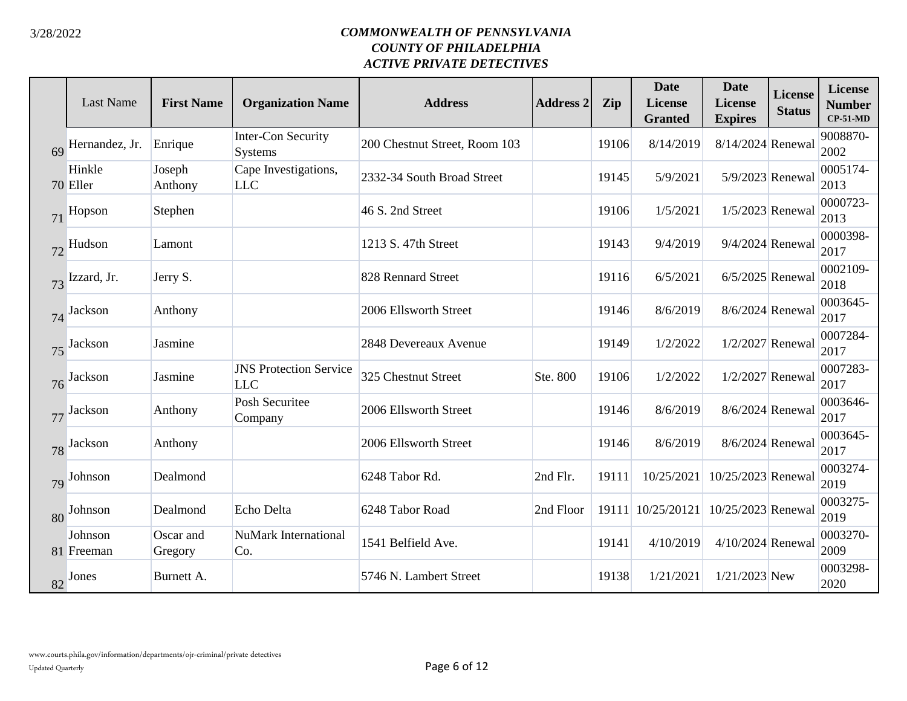*COMMONWEALTH OF PENNSYLVANIA*
*COUNTY OF PHILADELPHIA*
*ACTIVE PRIVATE DETECTIVES*

| | Last Name | First Name | Organization Name | Address | Address 2 | Zip | Date License Granted | Date License Expires | License Status | License Number CP-51-MD |
|---|---|---|---|---|---|---|---|---|---|---|
| 69 | Hernandez, Jr. | Enrique | Inter-Con Security Systems | 200 Chestnut Street, Room 103 | | 19106 | 8/14/2019 | 8/14/2024 | Renewal | 9008870-2002 |
| 70 | Hinkle Eller | Joseph Anthony | Cape Investigations, LLC | 2332-34 South Broad Street | | 19145 | 5/9/2021 | 5/9/2023 | Renewal | 0005174-2013 |
| 71 | Hopson | Stephen | | 46 S. 2nd Street | | 19106 | 1/5/2021 | 1/5/2023 | Renewal | 0000723-2013 |
| 72 | Hudson | Lamont | | 1213 S. 47th Street | | 19143 | 9/4/2019 | 9/4/2024 | Renewal | 0000398-2017 |
| 73 | Izzard, Jr. | Jerry S. | | 828 Rennard Street | | 19116 | 6/5/2021 | 6/5/2025 | Renewal | 0002109-2018 |
| 74 | Jackson | Anthony | | 2006 Ellsworth Street | | 19146 | 8/6/2019 | 8/6/2024 | Renewal | 0003645-2017 |
| 75 | Jackson | Jasmine | | 2848 Devereaux Avenue | | 19149 | 1/2/2022 | 1/2/2027 | Renewal | 0007284-2017 |
| 76 | Jackson | Jasmine | JNS Protection Service LLC | 325 Chestnut Street | Ste. 800 | 19106 | 1/2/2022 | 1/2/2027 | Renewal | 0007283-2017 |
| 77 | Jackson | Anthony | Posh Securitee Company | 2006 Ellsworth Street | | 19146 | 8/6/2019 | 8/6/2024 | Renewal | 0003646-2017 |
| 78 | Jackson | Anthony | | 2006 Ellsworth Street | | 19146 | 8/6/2019 | 8/6/2024 | Renewal | 0003645-2017 |
| 79 | Johnson | Dealmond | | 6248 Tabor Rd. | 2nd Flr. | 19111 | 10/25/2021 | 10/25/2023 | Renewal | 0003274-2019 |
| 80 | Johnson | Dealmond | Echo Delta | 6248 Tabor Road | 2nd Floor | 19111 | 10/25/20121 | 10/25/2023 | Renewal | 0003275-2019 |
| 81 | Johnson Freeman | Oscar and Gregory | NuMark International Co. | 1541 Belfield Ave. | | 19141 | 4/10/2019 | 4/10/2024 | Renewal | 0003270-2009 |
| 82 | Jones | Burnett A. | | 5746 N. Lambert Street | | 19138 | 1/21/2021 | 1/21/2023 | New | 0003298-2020 |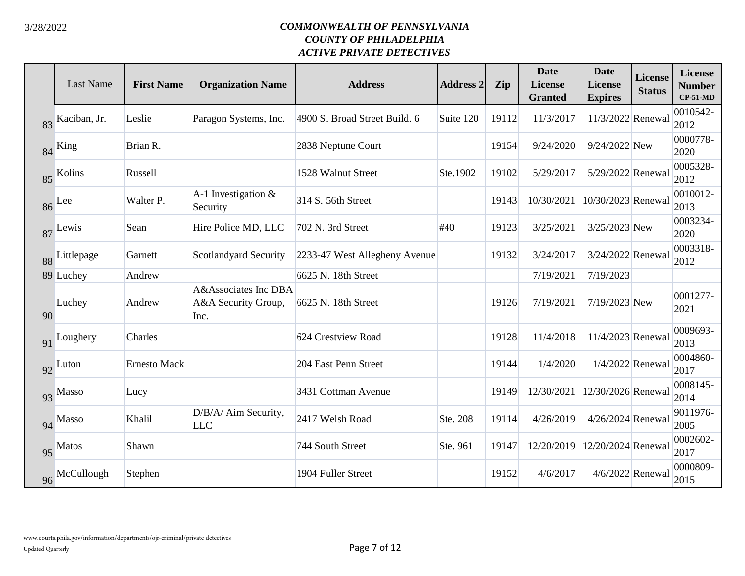# *COMMONWEALTH OF PENNSYLVANIA*
## *COUNTY OF PHILADELPHIA*
## *ACTIVE PRIVATE DETECTIVES*

3/28/2022

| | Last Name | First Name | Organization Name | Address | Address 2 | Zip | Date License Granted | Date License Expires | License Status | License Number CP-51-MD |
|---|---|---|---|---|---|---|---|---|---|---|
| 83 | Kaciban, Jr. | Leslie | Paragon Systems, Inc. | 4900 S. Broad Street Build. 6 | Suite 120 | 19112 | 11/3/2017 | 11/3/2022 | Renewal | 0010542-2012 |
| 84 | King | Brian R. | | 2838 Neptune Court | | 19154 | 9/24/2020 | 9/24/2022 | New | 0000778-2020 |
| 85 | Kolins | Russell | | 1528 Walnut Street | Ste.1902 | 19102 | 5/29/2017 | 5/29/2022 | Renewal | 0005328-2012 |
| 86 | Lee | Walter P. | A-1 Investigation & Security | 314 S. 56th Street | | 19143 | 10/30/2021 | 10/30/2023 | Renewal | 0010012-2013 |
| 87 | Lewis | Sean | Hire Police MD, LLC | 702 N. 3rd Street | #40 | 19123 | 3/25/2021 | 3/25/2023 | New | 0003234-2020 |
| 88 | Littlepage | Garnett | Scotlandyard Security | 2233-47 West Allegheny Avenue | | 19132 | 3/24/2017 | 3/24/2022 | Renewal | 0003318-2012 |
| 89 | Luchey | Andrew | | 6625 N. 18th Street | | | 7/19/2021 | 7/19/2023 | | |
| 90 | Luchey | Andrew | A&Associates Inc DBA A&A Security Group, Inc. | 6625 N. 18th Street | | 19126 | 7/19/2021 | 7/19/2023 | New | 0001277-2021 |
| 91 | Loughery | Charles | | 624 Crestview Road | | 19128 | 11/4/2018 | 11/4/2023 | Renewal | 0009693-2013 |
| 92 | Luton | Ernesto Mack | | 204 East Penn Street | | 19144 | 1/4/2020 | 1/4/2022 | Renewal | 0004860-2017 |
| 93 | Masso | Lucy | | 3431 Cottman Avenue | | 19149 | 12/30/2021 | 12/30/2026 | Renewal | 0008145-2014 |
| 94 | Masso | Khalil | D/B/A/ Aim Security, LLC | 2417 Welsh Road | Ste. 208 | 19114 | 4/26/2019 | 4/26/2024 | Renewal | 9011976-2005 |
| 95 | Matos | Shawn | | 744 South Street | Ste. 961 | 19147 | 12/20/2019 | 12/20/2024 | Renewal | 0002602-2017 |
| 96 | McCullough | Stephen | | 1904 Fuller Street | | 19152 | 4/6/2017 | 4/6/2022 | Renewal | 0000809-2015 |

www.courts.phila.gov/information/departments/ojr-criminal/private detectives
Updated Quarterly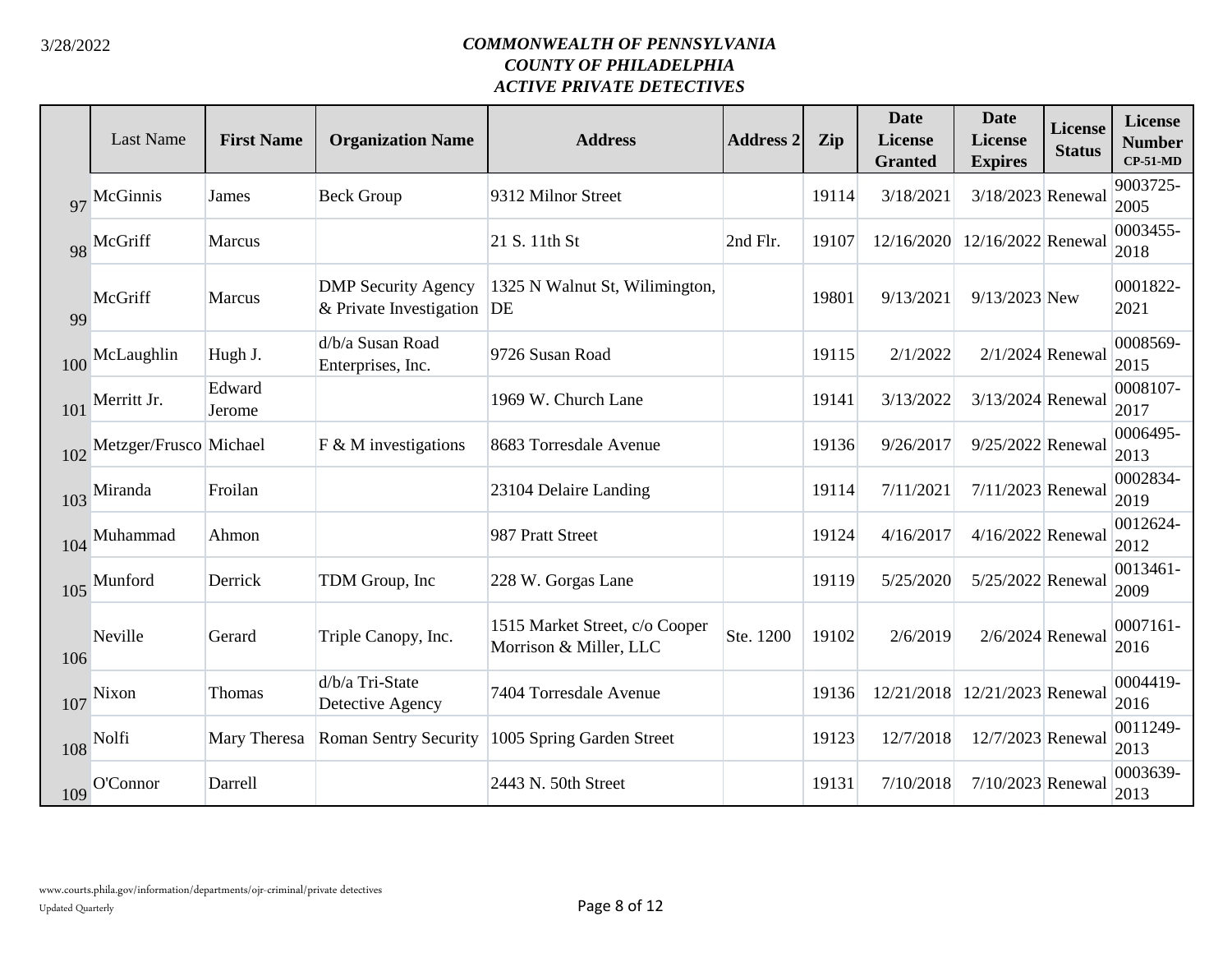3/28/2022

***COMMONWEALTH OF PENNSYLVANIA***
***COUNTY OF PHILADELPHIA***
***ACTIVE PRIVATE DETECTIVES***

| | Last Name | First Name | Organization Name | Address | Address 2 | Zip | Date License Granted | Date License Expires | License Status | License Number CP-51-MD |
|---|---|---|---|---|---|---|---|---|---|---|
| 97 | McGinnis | James | Beck Group | 9312 Milnor Street | | 19114 | 3/18/2021 | 3/18/2023 | Renewal | 9003725-2005 |
| 98 | McGriff | Marcus | | 21 S. 11th St | 2nd Flr. | 19107 | 12/16/2020 | 12/16/2022 | Renewal | 0003455-2018 |
| 99 | McGriff | Marcus | DMP Security Agency & Private Investigation | 1325 N Walnut St, Wilimington, DE | | 19801 | 9/13/2021 | 9/13/2023 | New | 0001822-2021 |
| 100 | McLaughlin | Hugh J. | d/b/a Susan Road Enterprises, Inc. | 9726 Susan Road | | 19115 | 2/1/2022 | 2/1/2024 | Renewal | 0008569-2015 |
| 101 | Merritt Jr. | Edward Jerome | | 1969 W. Church Lane | | 19141 | 3/13/2022 | 3/13/2024 | Renewal | 0008107-2017 |
| 102 | Metzger/Frusco | Michael | F & M investigations | 8683 Torresdale Avenue | | 19136 | 9/26/2017 | 9/25/2022 | Renewal | 0006495-2013 |
| 103 | Miranda | Froilan | | 23104 Delaire Landing | | 19114 | 7/11/2021 | 7/11/2023 | Renewal | 0002834-2019 |
| 104 | Muhammad | Ahmon | | 987 Pratt Street | | 19124 | 4/16/2017 | 4/16/2022 | Renewal | 0012624-2012 |
| 105 | Munford | Derrick | TDM Group, Inc | 228 W. Gorgas Lane | | 19119 | 5/25/2020 | 5/25/2022 | Renewal | 0013461-2009 |
| 106 | Neville | Gerard | Triple Canopy, Inc. | 1515 Market Street, c/o Cooper Morrison & Miller, LLC | Ste. 1200 | 19102 | 2/6/2019 | 2/6/2024 | Renewal | 0007161-2016 |
| 107 | Nixon | Thomas | d/b/a Tri-State Detective Agency | 7404 Torresdale Avenue | | 19136 | 12/21/2018 | 12/21/2023 | Renewal | 0004419-2016 |
| 108 | Nolfi | Mary Theresa | Roman Sentry Security | 1005 Spring Garden Street | | 19123 | 12/7/2018 | 12/7/2023 | Renewal | 0011249-2013 |
| 109 | O'Connor | Darrell | | 2443 N. 50th Street | | 19131 | 7/10/2018 | 7/10/2023 | Renewal | 0003639-2013 |

www.courts.phila.gov/information/departments/ojr-criminal/private detectives
Updated Quarterly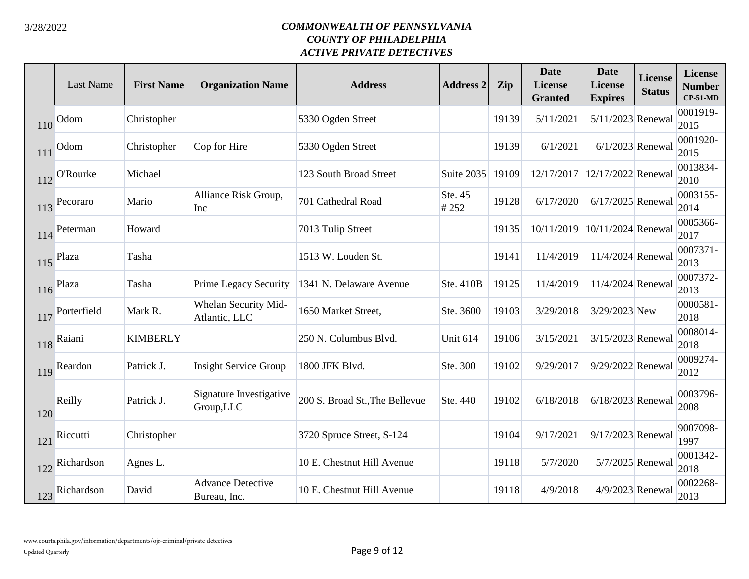3/28/2022

***COMMONWEALTH OF PENNSYLVANIA***
***COUNTY OF PHILADELPHIA***
***ACTIVE PRIVATE DETECTIVES***

| | Last Name | First Name | Organization Name | Address | Address 2 | Zip | Date License Granted | Date License Expires | License Status | License Number CP-51-MD |
|---|---|---|---|---|---|---|---|---|---|---|
| 110 | Odom | Christopher | | 5330 Ogden Street | | 19139 | 5/11/2021 | 5/11/2023 | Renewal | 0001919-2015 |
| 111 | Odom | Christopher | Cop for Hire | 5330 Ogden Street | | 19139 | 6/1/2021 | 6/1/2023 | Renewal | 0001920-2015 |
| 112 | O'Rourke | Michael | | 123 South Broad Street | Suite 2035 | 19109 | 12/17/2017 | 12/17/2022 | Renewal | 0013834-2010 |
| 113 | Pecoraro | Mario | Alliance Risk Group, Inc | 701 Cathedral Road | Ste. 45 # 252 | 19128 | 6/17/2020 | 6/17/2025 | Renewal | 0003155-2014 |
| 114 | Peterman | Howard | | 7013 Tulip Street | | 19135 | 10/11/2019 | 10/11/2024 | Renewal | 0005366-2017 |
| 115 | Plaza | Tasha | | 1513 W. Louden St. | | 19141 | 11/4/2019 | 11/4/2024 | Renewal | 0007371-2013 |
| 116 | Plaza | Tasha | Prime Legacy Security | 1341 N. Delaware Avenue | Ste. 410B | 19125 | 11/4/2019 | 11/4/2024 | Renewal | 0007372-2013 |
| 117 | Porterfield | Mark R. | Whelan Security Mid-Atlantic, LLC | 1650 Market Street, | Ste. 3600 | 19103 | 3/29/2018 | 3/29/2023 | New | 0000581-2018 |
| 118 | Raiani | KIMBERLY | | 250 N. Columbus Blvd. | Unit 614 | 19106 | 3/15/2021 | 3/15/2023 | Renewal | 0008014-2018 |
| 119 | Reardon | Patrick J. | Insight Service Group | 1800 JFK Blvd. | Ste. 300 | 19102 | 9/29/2017 | 9/29/2022 | Renewal | 0009274-2012 |
| 120 | Reilly | Patrick J. | Signature Investigative Group,LLC | 200 S. Broad St.,The Bellevue | Ste. 440 | 19102 | 6/18/2018 | 6/18/2023 | Renewal | 0003796-2008 |
| 121 | Riccutti | Christopher | | 3720 Spruce Street, S-124 | | 19104 | 9/17/2021 | 9/17/2023 | Renewal | 9007098-1997 |
| 122 | Richardson | Agnes L. | | 10 E. Chestnut Hill Avenue | | 19118 | 5/7/2020 | 5/7/2025 | Renewal | 0001342-2018 |
| 123 | Richardson | David | Advance Detective Bureau, Inc. | 10 E. Chestnut Hill Avenue | | 19118 | 4/9/2018 | 4/9/2023 | Renewal | 0002268-2013 |

www.courts.phila.gov/information/departments/ojr-criminal/private detectives
Updated Quarterly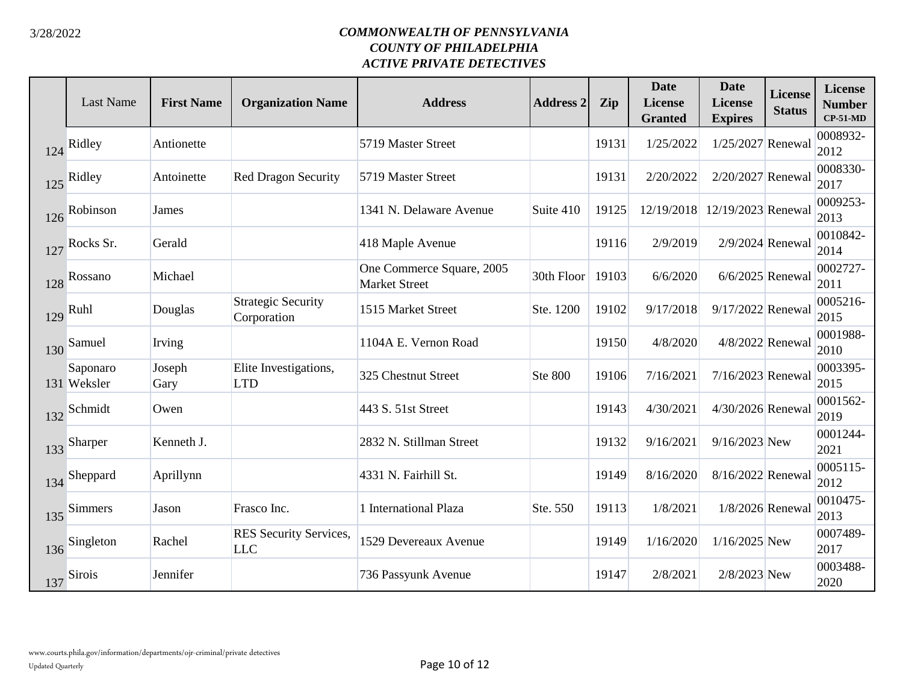*COMMONWEALTH OF PENNSYLVANIA*
*COUNTY OF PHILADELPHIA*
*ACTIVE PRIVATE DETECTIVES*

| | Last Name | First Name | Organization Name | Address | Address 2 | Zip | Date License Granted | Date License Expires | License Status | License Number CP-51-MD |
|---|---|---|---|---|---|---|---|---|---|---|
| 124 | Ridley | Antionette | | 5719 Master Street | | 19131 | 1/25/2022 | 1/25/2027 | Renewal | 0008932-2012 |
| 125 | Ridley | Antoinette | Red Dragon Security | 5719 Master Street | | 19131 | 2/20/2022 | 2/20/2027 | Renewal | 0008330-2017 |
| 126 | Robinson | James | | 1341 N. Delaware Avenue | Suite 410 | 19125 | 12/19/2018 | 12/19/2023 | Renewal | 0009253-2013 |
| 127 | Rocks Sr. | Gerald | | 418 Maple Avenue | | 19116 | 2/9/2019 | 2/9/2024 | Renewal | 0010842-2014 |
| 128 | Rossano | Michael | | One Commerce Square, 2005 Market Street | 30th Floor | 19103 | 6/6/2020 | 6/6/2025 | Renewal | 0002727-2011 |
| 129 | Ruhl | Douglas | Strategic Security Corporation | 1515 Market Street | Ste. 1200 | 19102 | 9/17/2018 | 9/17/2022 | Renewal | 0005216-2015 |
| 130 | Samuel | Irving | | 1104A E. Vernon Road | | 19150 | 4/8/2020 | 4/8/2022 | Renewal | 0001988-2010 |
| 131 | Saponaro Weksler | Joseph Gary | Elite Investigations, LTD | 325 Chestnut Street | Ste 800 | 19106 | 7/16/2021 | 7/16/2023 | Renewal | 0003395-2015 |
| 132 | Schmidt | Owen | | 443 S. 51st Street | | 19143 | 4/30/2021 | 4/30/2026 | Renewal | 0001562-2019 |
| 133 | Sharper | Kenneth J. | | 2832 N. Stillman Street | | 19132 | 9/16/2021 | 9/16/2023 | New | 0001244-2021 |
| 134 | Sheppard | Aprillynn | | 4331 N. Fairhill St. | | 19149 | 8/16/2020 | 8/16/2022 | Renewal | 0005115-2012 |
| 135 | Simmers | Jason | Frasco Inc. | 1 International Plaza | Ste. 550 | 19113 | 1/8/2021 | 1/8/2026 | Renewal | 0010475-2013 |
| 136 | Singleton | Rachel | RES Security Services, LLC | 1529 Devereaux Avenue | | 19149 | 1/16/2020 | 1/16/2025 | New | 0007489-2017 |
| 137 | Sirois | Jennifer | | 736 Passyunk Avenue | | 19147 | 2/8/2021 | 2/8/2023 | New | 0003488-2020 |

www.courts.phila.gov/information/departments/ojr-criminal/private detectives
Updated Quarterly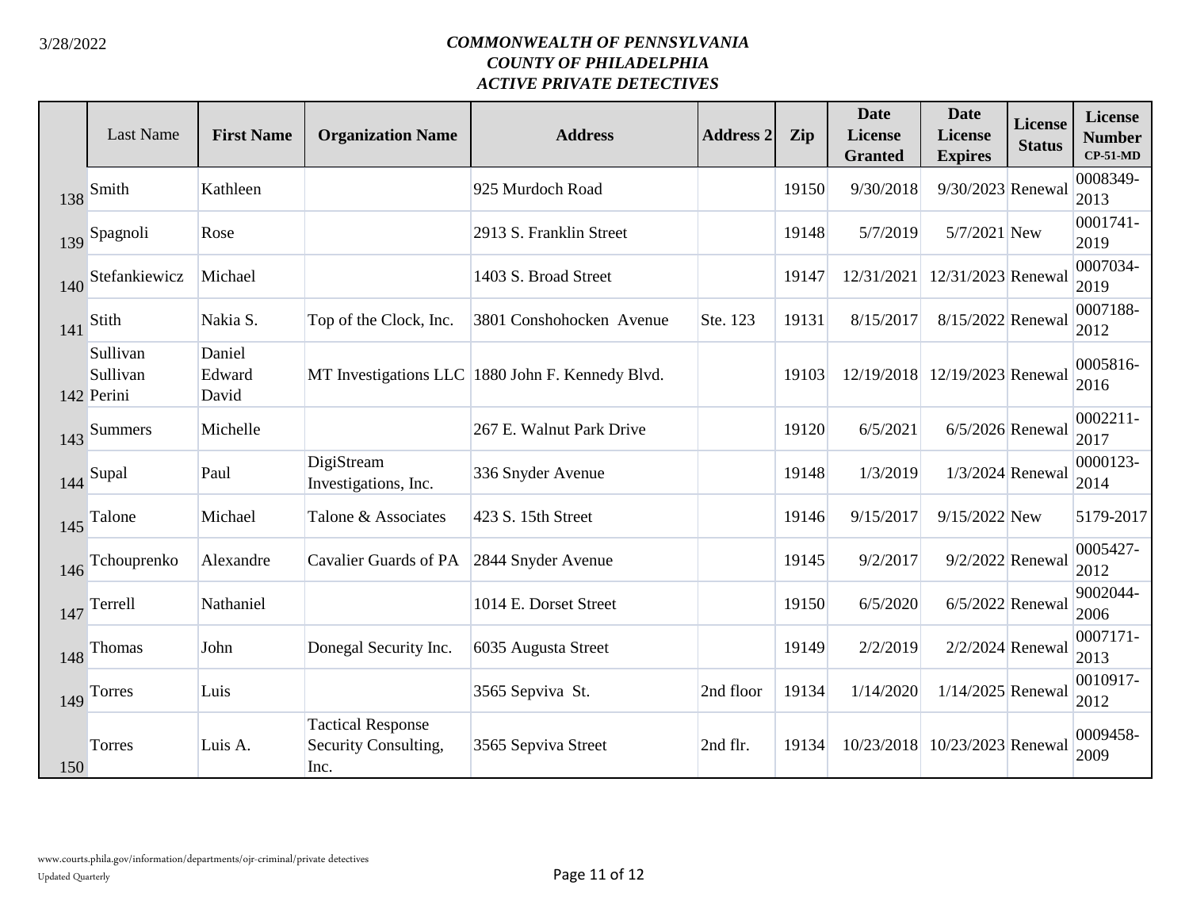# *COMMONWEALTH OF PENNSYLVANIA*
## *COUNTY OF PHILADELPHIA*
## *ACTIVE PRIVATE DETECTIVES*

| | Last Name | First Name | Organization Name | Address | Address 2 | Zip | Date License Granted | Date License Expires | License Status | License Number CP-51-MD |
|---|---|---|---|---|---|---|---|---|---|---|
| 138 | Smith | Kathleen | | 925 Murdoch Road | | 19150 | 9/30/2018 | 9/30/2023 | Renewal | 0008349-2013 |
| 139 | Spagnoli | Rose | | 2913 S. Franklin Street | | 19148 | 5/7/2019 | 5/7/2021 | New | 0001741-2019 |
| 140 | Stefankiewicz | Michael | | 1403 S. Broad Street | | 19147 | 12/31/2021 | 12/31/2023 | Renewal | 0007034-2019 |
| 141 | Stith | Nakia S. | Top of the Clock, Inc. | 3801 Conshohocken Avenue | Ste. 123 | 19131 | 8/15/2017 | 8/15/2022 | Renewal | 0007188-2012 |
| 142 | Sullivan Sullivan Perini | Daniel Edward David | MT Investigations LLC | 1880 John F. Kennedy Blvd. | | 19103 | 12/19/2018 | 12/19/2023 | Renewal | 0005816-2016 |
| 143 | Summers | Michelle | | 267 E. Walnut Park Drive | | 19120 | 6/5/2021 | 6/5/2026 | Renewal | 0002211-2017 |
| 144 | Supal | Paul | DigiStream Investigations, Inc. | 336 Snyder Avenue | | 19148 | 1/3/2019 | 1/3/2024 | Renewal | 0000123-2014 |
| 145 | Talone | Michael | Talone & Associates | 423 S. 15th Street | | 19146 | 9/15/2017 | 9/15/2022 | New | 5179-2017 |
| 146 | Tchouprenko | Alexandre | Cavalier Guards of PA | 2844 Snyder Avenue | | 19145 | 9/2/2017 | 9/2/2022 | Renewal | 0005427-2012 |
| 147 | Terrell | Nathaniel | | 1014 E. Dorset Street | | 19150 | 6/5/2020 | 6/5/2022 | Renewal | 9002044-2006 |
| 148 | Thomas | John | Donegal Security Inc. | 6035 Augusta Street | | 19149 | 2/2/2019 | 2/2/2024 | Renewal | 0007171-2013 |
| 149 | Torres | Luis | | 3565 Sepviva St. | 2nd floor | 19134 | 1/14/2020 | 1/14/2025 | Renewal | 0010917-2012 |
| 150 | Torres | Luis A. | Tactical Response Security Consulting, Inc. | 3565 Sepviva Street | 2nd flr. | 19134 | 10/23/2018 | 10/23/2023 | Renewal | 0009458-2009 |

www.courts.phila.gov/information/departments/ojr-criminal/private detectives
Updated Quarterly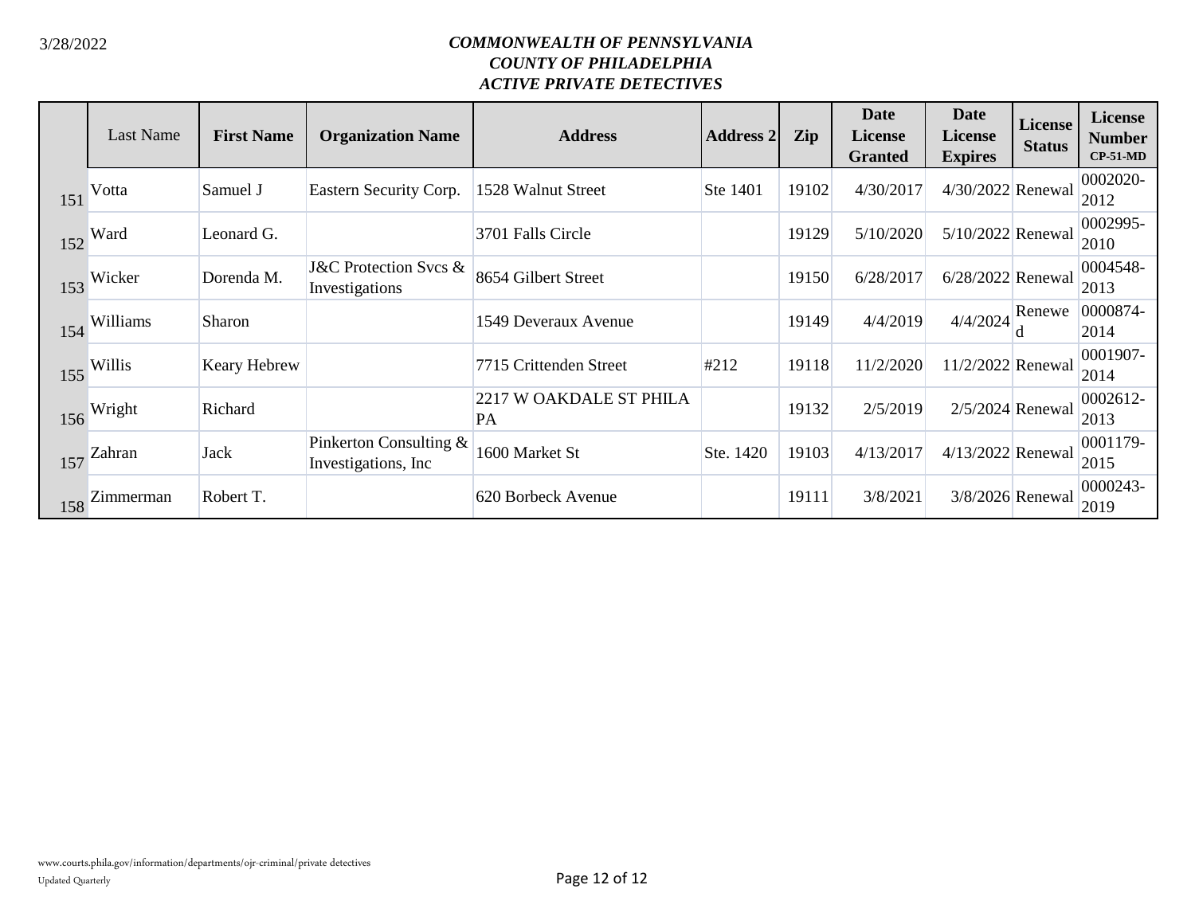# *COMMONWEALTH OF PENNSYLVANIA*
## *COUNTY OF PHILADELPHIA*
## *ACTIVE PRIVATE DETECTIVES*

| | Last Name | First Name | Organization Name | Address | Address 2 | Zip | Date License Granted | Date License Expires | License Status | License Number CP-51-MD |
|---|---|---|---|---|---|---|---|---|---|---|
| 151 | Votta | Samuel J | Eastern Security Corp. | 1528 Walnut Street | Ste 1401 | 19102 | 4/30/2017 | 4/30/2022 | Renewal | 0002020-2012 |
| 152 | Ward | Leonard G. | | 3701 Falls Circle | | 19129 | 5/10/2020 | 5/10/2022 | Renewal | 0002995-2010 |
| 153 | Wicker | Dorenda M. | J&C Protection Svcs & Investigations | 8654 Gilbert Street | | 19150 | 6/28/2017 | 6/28/2022 | Renewal | 0004548-2013 |
| 154 | Williams | Sharon | | 1549 Deveraux Avenue | | 19149 | 4/4/2019 | 4/4/2024 | Renewed | 0000874-2014 |
| 155 | Willis | Keary Hebrew | | 7715 Crittenden Street | #212 | 19118 | 11/2/2020 | 11/2/2022 | Renewal | 0001907-2014 |
| 156 | Wright | Richard | | 2217 W OAKDALE ST PHILA PA | | 19132 | 2/5/2019 | 2/5/2024 | Renewal | 0002612-2013 |
| 157 | Zahran | Jack | Pinkerton Consulting & Investigations, Inc | 1600 Market St | Ste. 1420 | 19103 | 4/13/2017 | 4/13/2022 | Renewal | 0001179-2015 |
| 158 | Zimmerman | Robert T. | | 620 Borbeck Avenue | | 19111 | 3/8/2021 | 3/8/2026 | Renewal | 0000243-2019 |